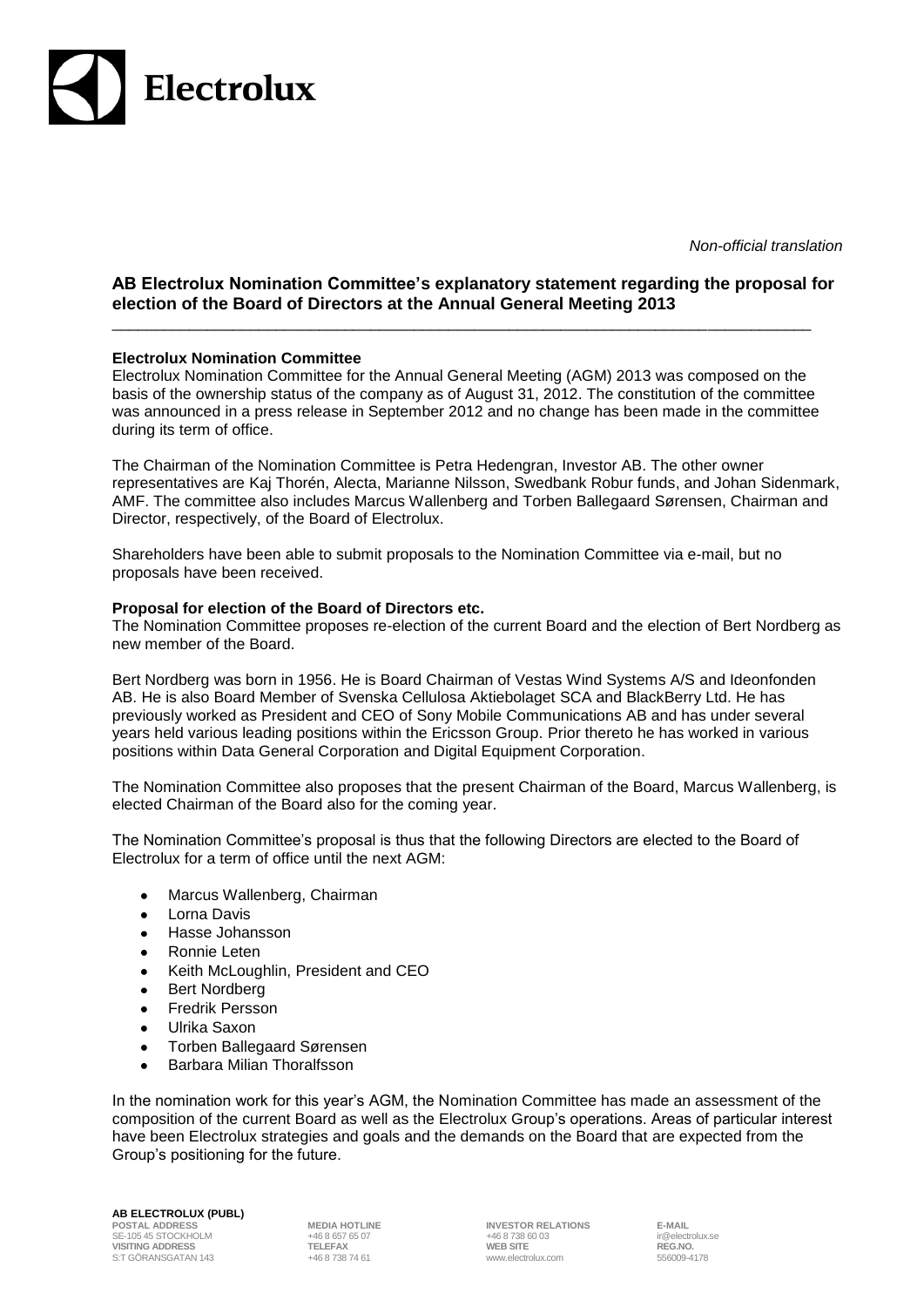*Non-official translation*

## AB Electrolux Nomination Committee's explanatory statement regarding the proposal for election of the Board of Directors at the Annual General Meeting 2013

**Electrolux Nomination Committee**

Electrolux Nomination Committee for the Annual General Meeting (AGM) 2013 was composed on the basis of the ownership status of the company as of August 31, 2012. The constitution of the committee was announced in a press release in September 2012 and no change has been made in the committee during its term of office.

The Chairman of the Nomination Committee is Petra Hedengran, Investor AB. The other owner representatives are Kaj Thorén, Alecta, Marianne Nilsson, Swedbank Robur funds, and Johan Sidenmark, AMF. The committee also includes Marcus Wallenberg and Torben Ballegaard Sørensen, Chairman and Director, respectively, of the Board of Electrolux.

Shareholders have been able to submit proposals to the Nomination Committee via e-mail, but no proposals have been received.

**Proposal for election of the Board of Directors etc.**

The Nomination Committee proposes re-election of the current Board and the election of Bert Nordberg as new member of the Board.

Bert Nordberg was born in 1956. He is Board Chairman of Vestas Wind Systems A/S and Ideonfonden AB. He is also Board Member of Svenska Cellulosa Aktiebolaget SCA and BlackBerry Ltd. He has previously worked as President and CEO of Sony Mobile Communications AB and has under several years held various leading positions within the Ericsson Group. Prior thereto he has worked in various positions within Data General Corporation and Digital Equipment Corporation.

The Nomination Committee also proposes that the present Chairman of the Board, Marcus Wallenberg, is elected Chairman of the Board also for the coming year.

The Nomination Committee's proposal is thus that the following Directors are elected to the Board of Electrolux for a term of office until the next AGM:

- Marcus Wallenberg, Chairman
- Lorna Davis
- Hasse Johansson
- Ronnie Leten
- Keith McLoughlin, President and CEO
- Bert Nordberg
- Fredrik Persson
- Ulrika Saxon
- Torben Ballegaard Sørensen
- Barbara Milian Thoralfsson

In the nomination work for this year's AGM, the Nomination Committee has made an assessment of the composition of the current Board as well as the Electrolux Group's operations. Areas of particular interest have been Electrolux strategies and goals and the demands on the Board that are expected from the Group's positioning for the future.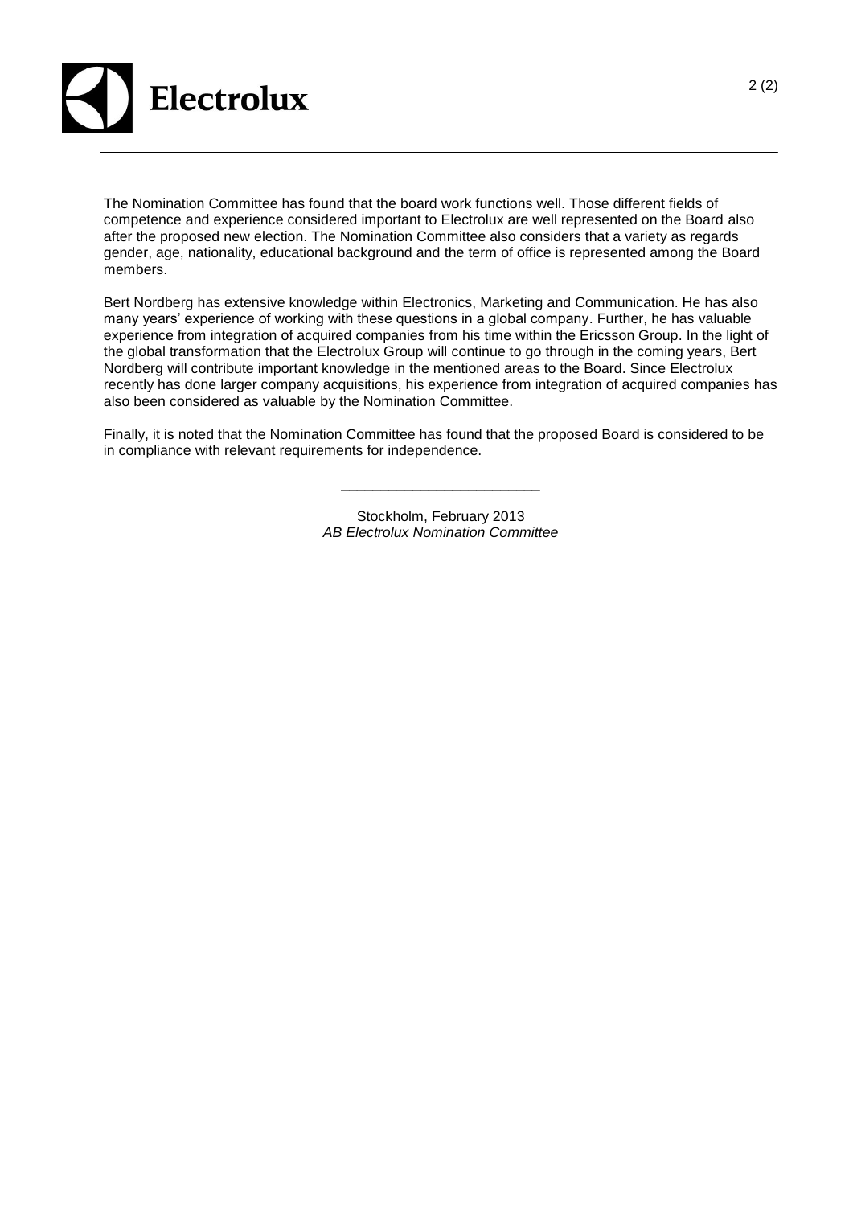The Nomination Committee has found that the board work functions well. Those different fields of competence and experience considered important to Electrolux are well represented on the Board also after the proposed new election. The Nomination Committee also considers that a variety as regards gender, age, nationality, educational background and the term of office is represented among the Board members.

Bert Nordberg has extensive knowledge within Electronics, Marketing and Communication. He has also many years' experience of working with these questions in a global company. Further, he has valuable experience from integration of acquired companies from his time within the Ericsson Group. In the light of the global transformation that the Electrolux Group will continue to go through in the coming years, Bert Nordberg will contribute important knowledge in the mentioned areas to the Board. Since Electrolux recently has done larger company acquisitions, his experience from integration of acquired companies has also been considered as valuable by the Nomination Committee.

Finally, it is noted that the Nomination Committee has found that the proposed Board is considered to be in compliance with relevant requirements for independence.

\_\_\_\_\_\_\_\_\_\_\_\_\_\_\_\_\_\_\_\_\_\_\_\_\_

Stockholm, February 2013
*AB Electrolux Nomination Committee*